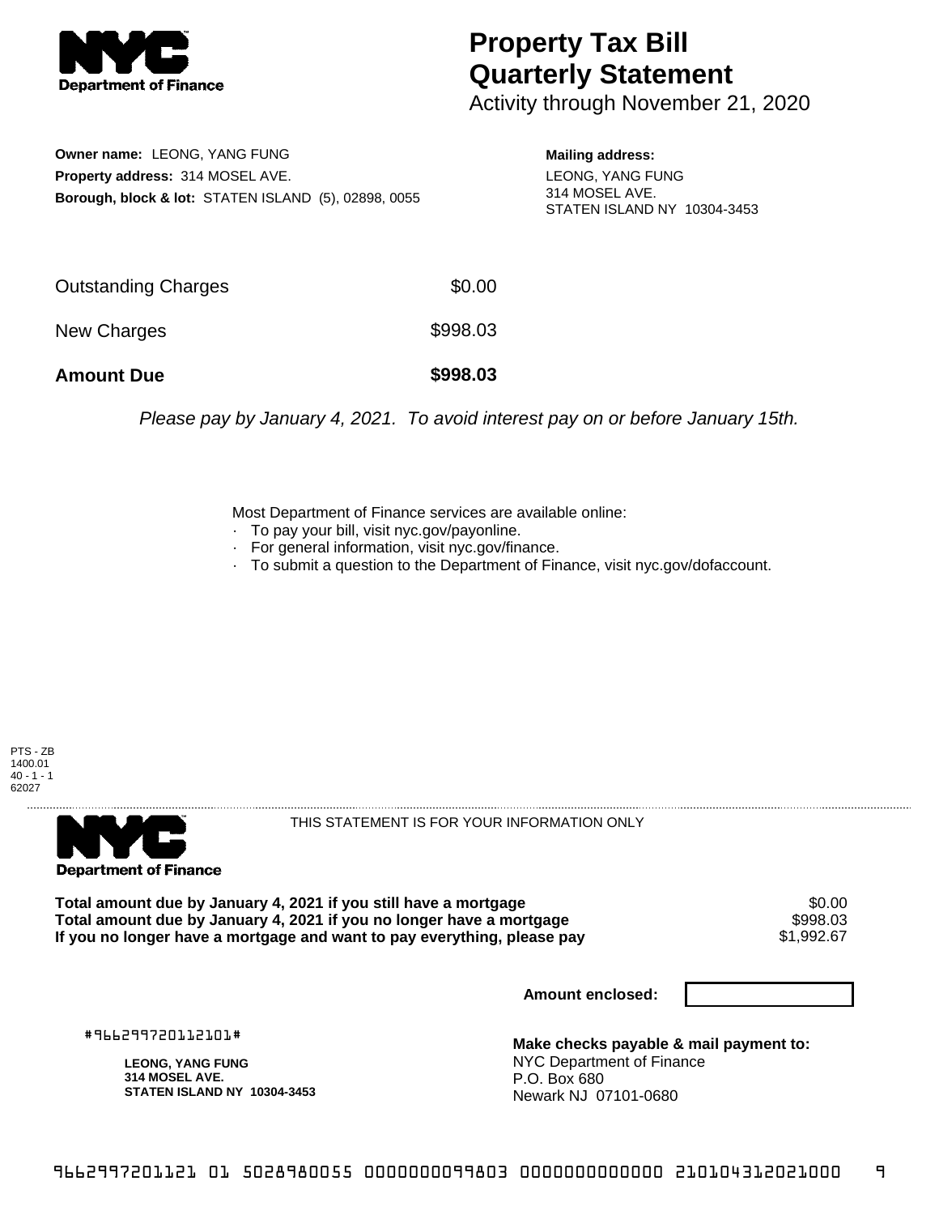# Property Tax Bill Quarterly Statement

Activity through November 21, 2020

**Owner name:** LEONG, YANG FUNG
**Property address:** 314 MOSEL AVE.
**Borough, block & lot:** STATEN ISLAND (5), 02898, 0055

**Mailing address:**
LEONG, YANG FUNG
314 MOSEL AVE.
STATEN ISLAND NY 10304-3453

| | |
|---|---|
| Outstanding Charges | $0.00 |
| New Charges | $998.03 |
| **Amount Due** | **$998.03** |

*Please pay by January 4, 2021. To avoid interest pay on or before January 15th.*

Most Department of Finance services are available online:
- To pay your bill, visit nyc.gov/payonline.
- For general information, visit nyc.gov/finance.
- To submit a question to the Department of Finance, visit nyc.gov/dofaccount.

PTS - ZB
1400.01
40 - 1 - 1
62027

THIS STATEMENT IS FOR YOUR INFORMATION ONLY

| | |
|---|---|
| **Total amount due by January 4, 2021 if you still have a mortgage** | $0.00 |
| **Total amount due by January 4, 2021 if you no longer have a mortgage** | $998.03 |
| **If you no longer have a mortgage and want to pay everything, please pay** | $1,992.67 |

**Amount enclosed:**

#966299720112101#

**LEONG, YANG FUNG**
**314 MOSEL AVE.**
**STATEN ISLAND NY 10304-3453**

**Make checks payable & mail payment to:**
NYC Department of Finance
P.O. Box 680
Newark NJ 07101-0680

9662997201121 01 5028980055 0000000099803 0000000000000 210104312021000 9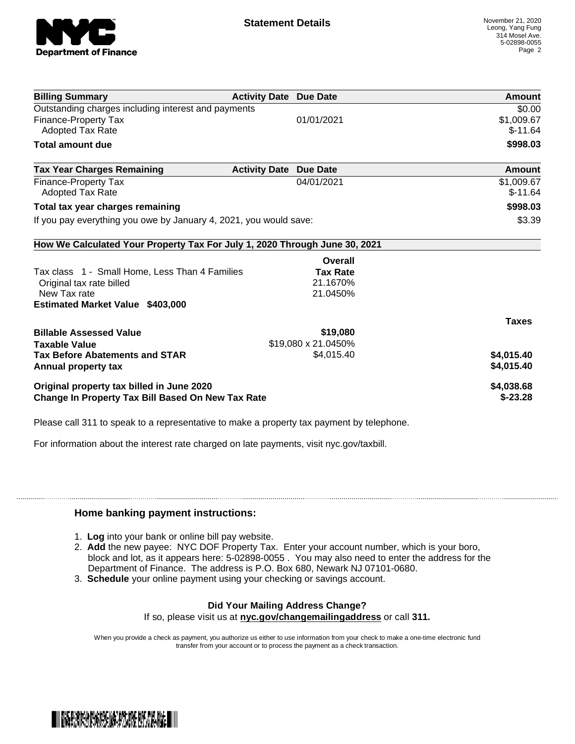## Statement Details

November 21, 2020
Leong, Yang Fung
314 Mosel Ave.
5-02898-0055

| Billing Summary | Activity Date | Due Date | Amount |
|---|---|---|---|
| Outstanding charges including interest and payments | | | $0.00 |
| Finance-Property Tax | | 01/01/2021 | $1,009.67 |
| Adopted Tax Rate | | | $-11.64 |
| **Total amount due** | | | **$998.03** |

| Tax Year Charges Remaining | Activity Date | Due Date | Amount |
|---|---|---|---|
| Finance-Property Tax | | 04/01/2021 | $1,009.67 |
| Adopted Tax Rate | | | $-11.64 |
| **Total tax year charges remaining** | | | **$998.03** |
| If you pay everything you owe by January 4, 2021, you would save: | | | $3.39 |

**How We Calculated Your Property Tax For July 1, 2020 Through June 30, 2021**

| | Overall Tax Rate | |
|---|---|---|
| Tax class 1 - Small Home, Less Than 4 Families | | |
| Original tax rate billed | 21.1670% | |
| New Tax rate | 21.0450% | |
| **Estimated Market Value $403,000** | | |
| | | **Taxes** |
| **Billable Assessed Value** | **$19,080** | |
| **Taxable Value** | $19,080 x 21.0450% | |
| **Tax Before Abatements and STAR** | $4,015.40 | **$4,015.40** |
| **Annual property tax** | | **$4,015.40** |
| **Original property tax billed in June 2020** | | **$4,038.68** |
| **Change In Property Tax Bill Based On New Tax Rate** | | **$-23.28** |

Please call 311 to speak to a representative to make a property tax payment by telephone.

For information about the interest rate charged on late payments, visit nyc.gov/taxbill.

### Home banking payment instructions:

1. **Log** into your bank or online bill pay website.
2. **Add** the new payee: NYC DOF Property Tax. Enter your account number, which is your boro, block and lot, as it appears here: 5-02898-0055 . You may also need to enter the address for the Department of Finance. The address is P.O. Box 680, Newark NJ 07101-0680.
3. **Schedule** your online payment using your checking or savings account.

**Did Your Mailing Address Change?**
If so, please visit us at **nyc.gov/changemailingaddress** or call **311.**

When you provide a check as payment, you authorize us either to use information from your check to make a one-time electronic fund transfer from your account or to process the payment as a check transaction.